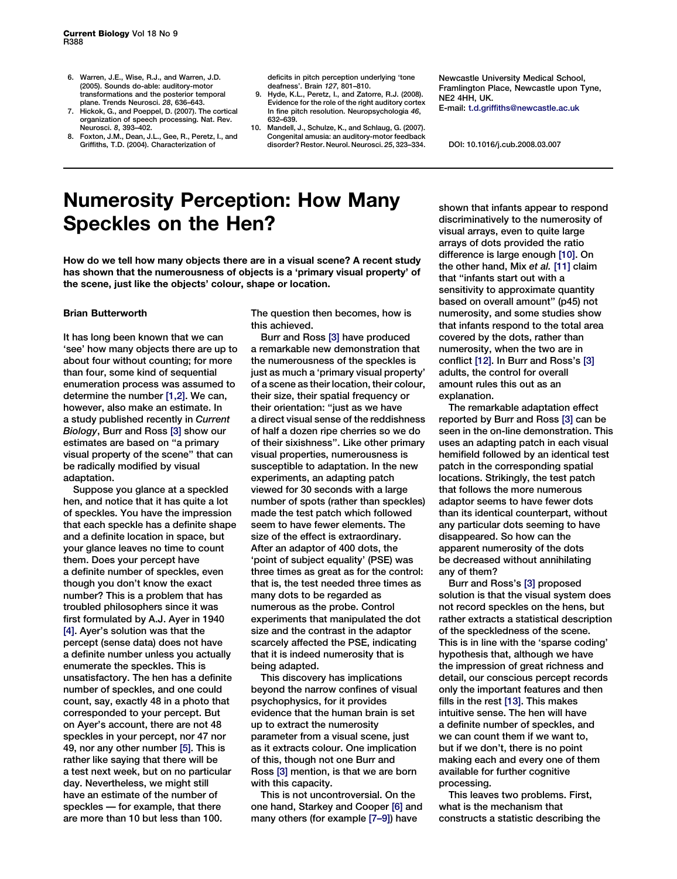6. Warren, J.E., Wise, R.J., and Warren, J.D. (2005). Sounds do-able: auditory-motor transformations and the posterior temporal plane. Trends Neurosci. *28*, 636–643.
7. Hickok, G., and Poeppel, D. (2007). The cortical organization of speech processing. Nat. Rev. Neurosci. *8*, 393–402.
8. Foxton, J.M., Dean, J.L., Gee, R., Peretz, I., and Griffiths, T.D. (2004). Characterization of deficits in pitch perception underlying 'tone deafness'. Brain *127*, 801–810.
9. Hyde, K.L., Peretz, I., and Zatorre, R.J. (2008). Evidence for the role of the right auditory cortex in fine pitch resolution. Neuropsychologia *46*, 632–639.
10. Mandell, J., Schulze, K., and Schlaug, G. (2007). Congenital amusia: an auditory-motor feedback disorder? Restor. Neurol. Neurosci. *25*, 323–334.

Newcastle University Medical School, Framlington Place, Newcastle upon Tyne, NE2 4HH, UK.
E-mail: t.d.griffiths@newcastle.ac.uk

DOI: 10.1016/j.cub.2008.03.007

# Numerosity Perception: How Many Speckles on the Hen?

**How do we tell how many objects there are in a visual scene? A recent study has shown that the numerousness of objects is a 'primary visual property' of the scene, just like the objects' colour, shape or location.**

**Brian Butterworth**

It has long been known that we can 'see' how many objects there are up to about four without counting; for more than four, some kind of sequential enumeration process was assumed to determine the number [1,2]. We can, however, also make an estimate. In a study published recently in *Current Biology*, Burr and Ross [3] show our estimates are based on "a primary visual property of the scene" that can be radically modified by visual adaptation.

Suppose you glance at a speckled hen, and notice that it has quite a lot of speckles. You have the impression that each speckle has a definite shape and a definite location in space, but your glance leaves no time to count them. Does your percept have a definite number of speckles, even though you don't know the exact number? This is a problem that has troubled philosophers since it was first formulated by A.J. Ayer in 1940 [4]. Ayer's solution was that the percept (sense data) does not have a definite number unless you actually enumerate the speckles. This is unsatisfactory. The hen has a definite number of speckles, and one could count, say, exactly 48 in a photo that corresponded to your percept. But on Ayer's account, there are not 48 speckles in your percept, nor 47 nor 49, nor any other number [5]. This is rather like saying that there will be a test next week, but on no particular day. Nevertheless, we might still have an estimate of the number of speckles — for example, that there are more than 10 but less than 100. The question then becomes, how is this achieved.

Burr and Ross [3] have produced a remarkable new demonstration that the numerousness of the speckles is just as much a 'primary visual property' of a scene as their location, their colour, their size, their spatial frequency or their orientation: "just as we have a direct visual sense of the reddishness of half a dozen ripe cherries so we do of their sixishness". Like other primary visual properties, numerousness is susceptible to adaptation. In the new experiments, an adapting patch viewed for 30 seconds with a large number of spots (rather than speckles) made the test patch which followed seem to have fewer elements. The size of the effect is extraordinary. After an adaptor of 400 dots, the 'point of subject equality' (PSE) was three times as great as for the control: that is, the test needed three times as many dots to be regarded as numerous as the probe. Control experiments that manipulated the dot size and the contrast in the adaptor scarcely affected the PSE, indicating that it is indeed numerosity that is being adapted.

This discovery has implications beyond the narrow confines of visual psychophysics, for it provides evidence that the human brain is set up to extract the numerosity parameter from a visual scene, just as it extracts colour. One implication of this, though not one Burr and Ross [3] mention, is that we are born with this capacity.

This is not uncontroversial. On the one hand, Starkey and Cooper [6] and many others (for example [7–9]) have shown that infants appear to respond discriminatively to the numerosity of visual arrays, even to quite large arrays of dots provided the ratio difference is large enough [10]. On the other hand, Mix *et al.* [11] claim that "infants start out with a sensitivity to approximate quantity based on overall amount" (p45) not numerosity, and some studies show that infants respond to the total area covered by the dots, rather than numerosity, when the two are in conflict [12]. In Burr and Ross's [3] adults, the control for overall amount rules this out as an explanation.

The remarkable adaptation effect reported by Burr and Ross [3] can be seen in the on-line demonstration. This uses an adapting patch in each visual hemifield followed by an identical test patch in the corresponding spatial locations. Strikingly, the test patch that follows the more numerous adaptor seems to have fewer dots than its identical counterpart, without any particular dots seeming to have disappeared. So how can the apparent numerosity of the dots be decreased without annihilating any of them?

Burr and Ross's [3] proposed solution is that the visual system does not record speckles on the hens, but rather extracts a statistical description of the speckledness of the scene. This is in line with the 'sparse coding' hypothesis that, although we have the impression of great richness and detail, our conscious percept records only the important features and then fills in the rest [13]. This makes intuitive sense. The hen will have a definite number of speckles, and we can count them if we want to, but if we don't, there is no point making each and every one of them available for further cognitive processing.

This leaves two problems. First, what is the mechanism that constructs a statistic describing the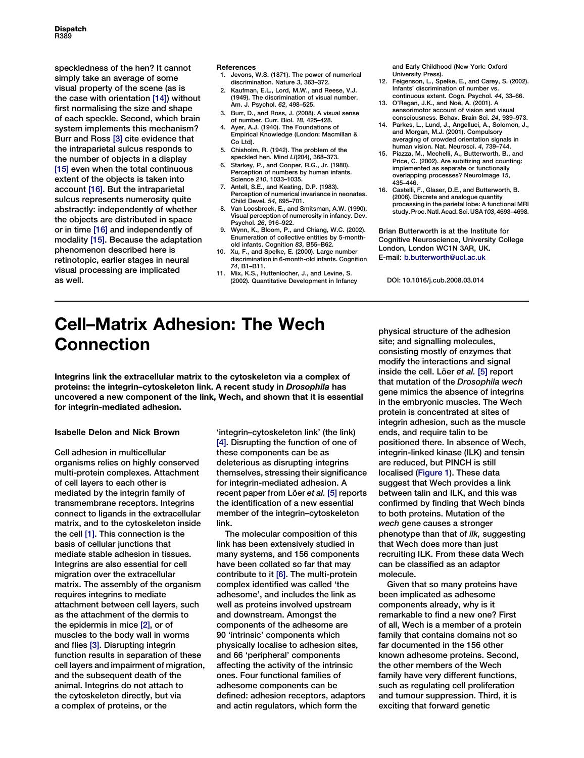speckledness of the hen? It cannot simply take an average of some visual property of the scene (as is the case with orientation [14]) without first normalising the size and shape of each speckle. Second, which brain system implements this mechanism? Burr and Ross [3] cite evidence that the intraparietal sulcus responds to the number of objects in a display [15] even when the total continuous extent of the objects is taken into account [16]. But the intraparietal sulcus represents numerosity quite abstractly: independently of whether the objects are distributed in space or in time [16] and independently of modality [15]. Because the adaptation phenomenon described here is retinotopic, earlier stages in neural visual processing are implicated as well.

**References**

1. Jevons, W.S. (1871). The power of numerical discrimination. Nature *3*, 363–372.
2. Kaufman, E.L., Lord, M.W., and Reese, V.J. (1949). The discrimination of visual number. Am. J. Psychol. *62*, 498–525.
3. Burr, D., and Ross, J. (2008). A visual sense of number. Curr. Biol. *18*, 425–428.
4. Ayer, A.J. (1940). The Foundations of Empirical Knowledge (London: Macmillan & Co Ltd).
5. Chisholm, R. (1942). The problem of the speckled hen. Mind *LI*(204), 368–373.
6. Starkey, P., and Cooper, R.G., Jr. (1980). Perception of numbers by human infants. Science *210*, 1033–1035.
7. Antell, S.E., and Keating, D.P. (1983). Perception of numerical invariance in neonates. Child Devel. *54*, 695–701.
8. Van Loosbroek, E., and Smitsman, A.W. (1990). Visual perception of numerosity in infancy. Dev. Psychol. *26*, 916–922.
9. Wynn, K.S., Bloom, P., and Chiang, W.C. (2002). Enumeration of collective entities by 5-month-old infants. Cognition *83*, B55–B62.
10. Xu, F., and Spelke, E. (2000). Large number discrimination in 6-month-old infants. Cognition *74*, B1–B11.
11. Mix, K.S., Huttenlocher, J., and Levine, S. (2002). Quantitative Development in Infancy and Early Childhood (New York: Oxford University Press).
12. Feigenson, L., Spelke, E., and Carey, S. (2002). Infants' discrimination of number vs. continuous extent. Cogn. Psychol. *44*, 33–66.
13. O'Regan, J.K., and Noë, A. (2001). A sensorimotor account of vision and visual consciousness. Behav. Brain Sci. *24*, 939–973.
14. Parkes, L., Lund, J., Angelucci, A., Solomon, J., and Morgan, M.J. (2001). Compulsory averaging of crowded orientation signals in human vision. Nat. Neurosci. *4*, 739–744.
15. Piazza, M., Mechelli, A., Butterworth, B., and Price, C. (2002). Are subitizing and counting: implemented as separate or functionally overlapping processes? NeuroImage *15*, 435–446.
16. Castelli, F., Glaser, D.E., and Butterworth, B. (2006). Discrete and analogue quantity processing in the parietal lobe: A functional MRI study. Proc. Natl. Acad. Sci. USA *103*, 4693–4698.

Brian Butterworth is at the Institute for Cognitive Neuroscience, University College London, London WC1N 3AR, UK.
E-mail: b.butterworth@ucl.ac.uk

DOI: 10.1016/j.cub.2008.03.014

# Cell–Matrix Adhesion: The Wech Connection

**Integrins link the extracellular matrix to the cytoskeleton via a complex of proteins: the integrin–cytoskeleton link. A recent study in *Drosophila* has uncovered a new component of the link, Wech, and shown that it is essential for integrin-mediated adhesion.**

**Isabelle Delon and Nick Brown**

Cell adhesion in multicellular organisms relies on highly conserved multi-protein complexes. Attachment of cell layers to each other is mediated by the integrin family of transmembrane receptors. Integrins connect to ligands in the extracellular matrix, and to the cytoskeleton inside the cell [1]. This connection is the basis of cellular junctions that mediate stable adhesion in tissues. Integrins are also essential for cell migration over the extracellular matrix. The assembly of the organism requires integrins to mediate attachment between cell layers, such as the attachment of the dermis to the epidermis in mice [2], or of muscles to the body wall in worms and flies [3]. Disrupting integrin function results in separation of these cell layers and impairment of migration, and the subsequent death of the animal. Integrins do not attach to the cytoskeleton directly, but via a complex of proteins, or the 'integrin–cytoskeleton link' (the link) [4]. Disrupting the function of one of these components can be as deleterious as disrupting integrins themselves, stressing their significance for integrin-mediated adhesion. A recent paper from Löer *et al.* [5] reports the identification of a new essential member of the integrin–cytoskeleton link.

The molecular composition of this link has been extensively studied in many systems, and 156 components have been collated so far that may contribute to it [6]. The multi-protein complex identified was called 'the adhesome', and includes the link as well as proteins involved upstream and downstream. Amongst the components of the adhesome are 90 'intrinsic' components which physically localise to adhesion sites, and 66 'peripheral' components affecting the activity of the intrinsic ones. Four functional families of adhesome components can be defined: adhesion receptors, adaptors and actin regulators, which form the physical structure of the adhesion site; and signalling molecules, consisting mostly of enzymes that modify the interactions and signal inside the cell. Löer *et al.* [5] report that mutation of the *Drosophila wech* gene mimics the absence of integrins in the embryonic muscles. The Wech protein is concentrated at sites of integrin adhesion, such as the muscle ends, and require talin to be positioned there. In absence of Wech, integrin-linked kinase (ILK) and tensin are reduced, but PINCH is still localised (Figure 1). These data suggest that Wech provides a link between talin and ILK, and this was confirmed by finding that Wech binds to both proteins. Mutation of the *wech* gene causes a stronger phenotype than that of *ilk,* suggesting that Wech does more than just recruiting ILK. From these data Wech can be classified as an adaptor molecule.

Given that so many proteins have been implicated as adhesome components already, why is it remarkable to find a new one? First of all, Wech is a member of a protein family that contains domains not so far documented in the 156 other known adhesome proteins. Second, the other members of the Wech family have very different functions, such as regulating cell proliferation and tumour suppression. Third, it is exciting that forward genetic